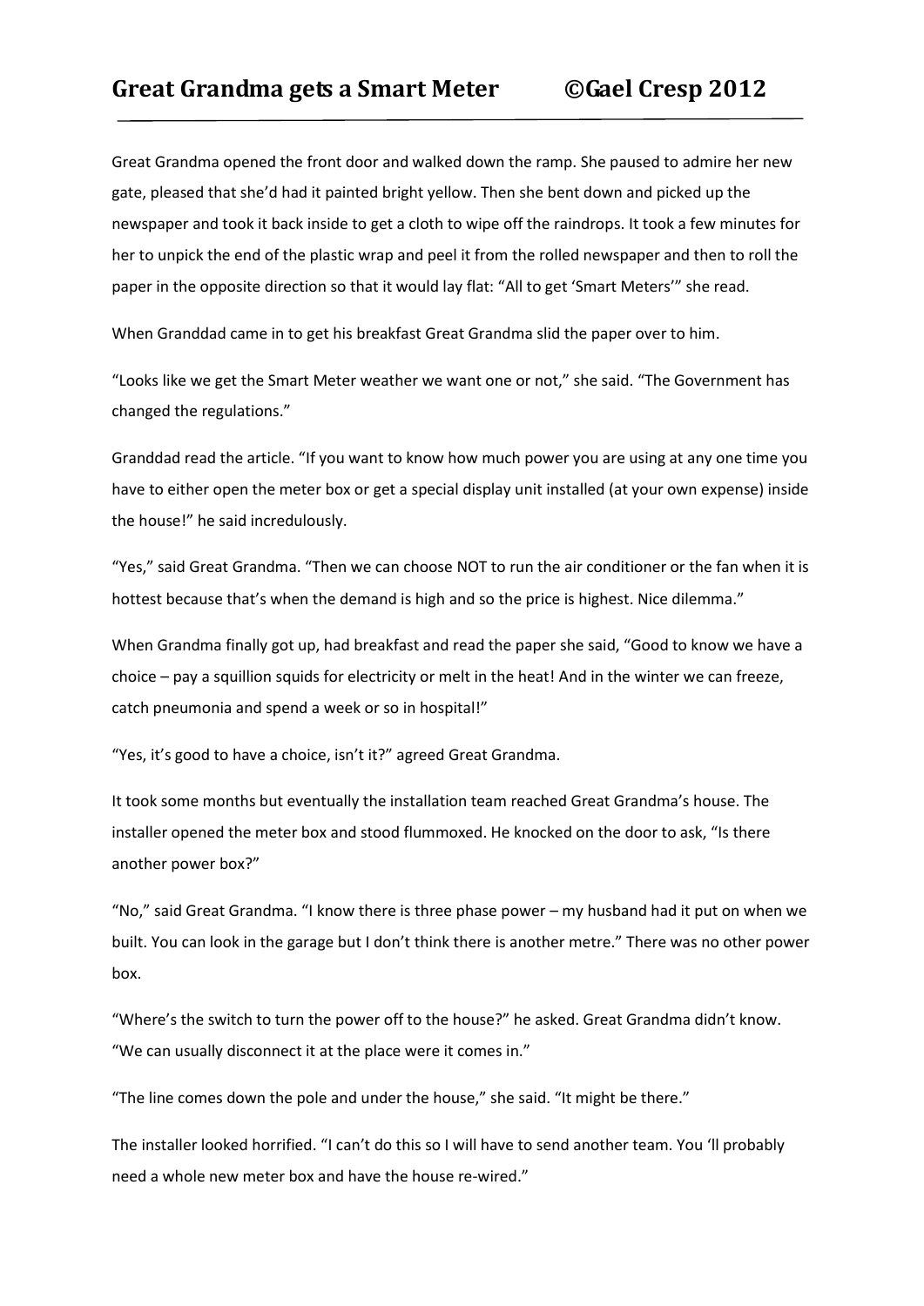# Great Grandma gets a Smart Meter ©Gael Cresp 2012

Great Grandma opened the front door and walked down the ramp. She paused to admire her new gate, pleased that she'd had it painted bright yellow. Then she bent down and picked up the newspaper and took it back inside to get a cloth to wipe off the raindrops. It took a few minutes for her to unpick the end of the plastic wrap and peel it from the rolled newspaper and then to roll the paper in the opposite direction so that it would lay flat: "All to get 'Smart Meters'" she read.

When Granddad came in to get his breakfast Great Grandma slid the paper over to him.

"Looks like we get the Smart Meter weather we want one or not," she said. "The Government has changed the regulations."

Granddad read the article. "If you want to know how much power you are using at any one time you have to either open the meter box or get a special display unit installed (at your own expense) inside the house!" he said incredulously.

"Yes," said Great Grandma. "Then we can choose NOT to run the air conditioner or the fan when it is hottest because that's when the demand is high and so the price is highest. Nice dilemma."

When Grandma finally got up, had breakfast and read the paper she said, "Good to know we have a choice – pay a squillion squids for electricity or melt in the heat! And in the winter we can freeze, catch pneumonia and spend a week or so in hospital!"

"Yes, it's good to have a choice, isn't it?" agreed Great Grandma.

It took some months but eventually the installation team reached Great Grandma's house. The installer opened the meter box and stood flummoxed. He knocked on the door to ask, "Is there another power box?"

"No," said Great Grandma. "I know there is three phase power – my husband had it put on when we built. You can look in the garage but I don't think there is another metre." There was no other power box.

"Where's the switch to turn the power off to the house?" he asked. Great Grandma didn't know. "We can usually disconnect it at the place were it comes in."

"The line comes down the pole and under the house," she said. "It might be there."

The installer looked horrified. "I can't do this so I will have to send another team. You 'll probably need a whole new meter box and have the house re-wired."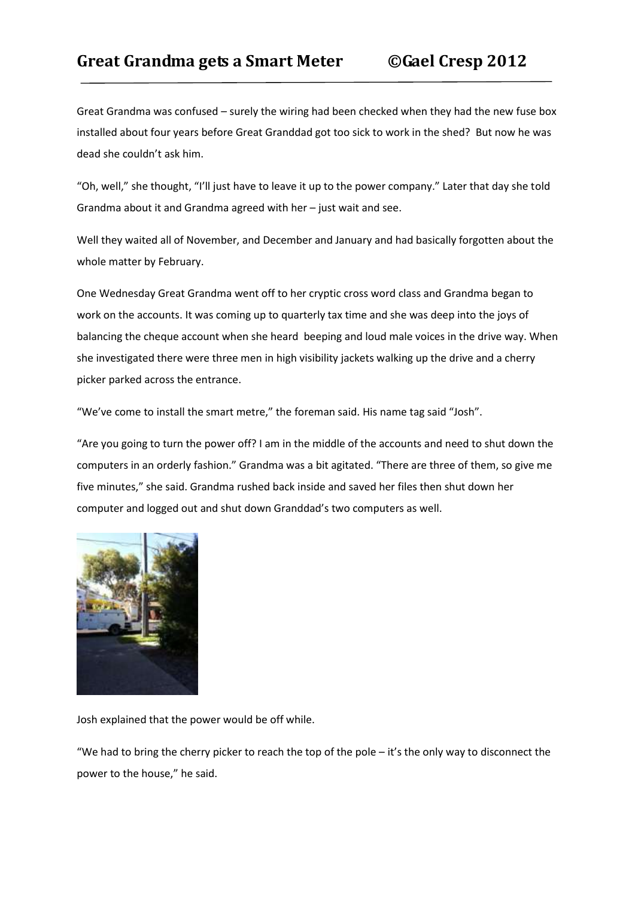Great Grandma was confused – surely the wiring had been checked when they had the new fuse box installed about four years before Great Granddad got too sick to work in the shed? But now he was dead she couldn't ask him.

"Oh, well," she thought, "I'll just have to leave it up to the power company." Later that day she told Grandma about it and Grandma agreed with her – just wait and see.

Well they waited all of November, and December and January and had basically forgotten about the whole matter by February.

One Wednesday Great Grandma went off to her cryptic cross word class and Grandma began to work on the accounts. It was coming up to quarterly tax time and she was deep into the joys of balancing the cheque account when she heard beeping and loud male voices in the drive way. When she investigated there were three men in high visibility jackets walking up the drive and a cherry picker parked across the entrance.

"We've come to install the smart metre," the foreman said. His name tag said "Josh".

"Are you going to turn the power off? I am in the middle of the accounts and need to shut down the computers in an orderly fashion." Grandma was a bit agitated. "There are three of them, so give me five minutes," she said. Grandma rushed back inside and saved her files then shut down her computer and logged out and shut down Granddad's two computers as well.

Josh explained that the power would be off while.

"We had to bring the cherry picker to reach the top of the pole – it's the only way to disconnect the power to the house," he said.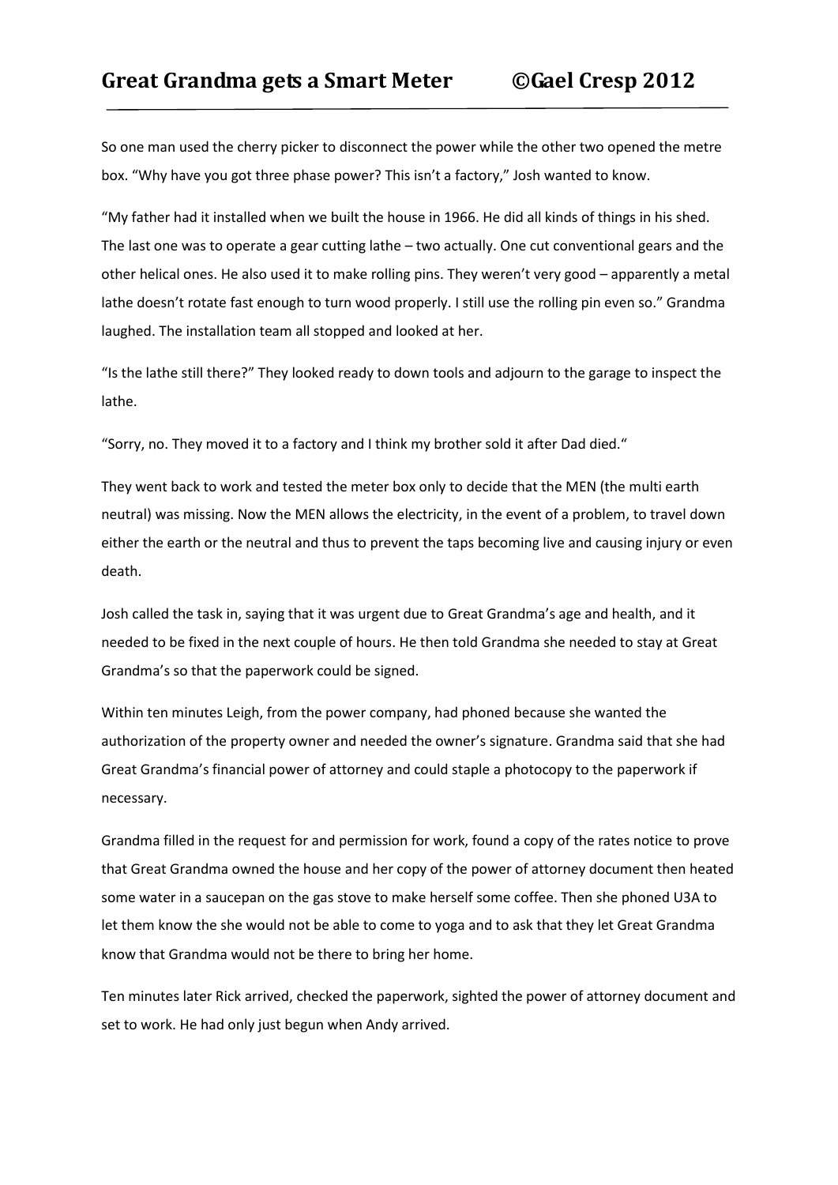So one man used the cherry picker to disconnect the power while the other two opened the metre box. “Why have you got three phase power? This isn’t a factory,” Josh wanted to know.

“My father had it installed when we built the house in 1966. He did all kinds of things in his shed. The last one was to operate a gear cutting lathe – two actually. One cut conventional gears and the other helical ones. He also used it to make rolling pins. They weren’t very good – apparently a metal lathe doesn’t rotate fast enough to turn wood properly. I still use the rolling pin even so.” Grandma laughed. The installation team all stopped and looked at her.

“Is the lathe still there?” They looked ready to down tools and adjourn to the garage to inspect the lathe.

“Sorry, no. They moved it to a factory and I think my brother sold it after Dad died.“

They went back to work and tested the meter box only to decide that the MEN (the multi earth neutral) was missing. Now the MEN allows the electricity, in the event of a problem, to travel down either the earth or the neutral and thus to prevent the taps becoming live and causing injury or even death.

Josh called the task in, saying that it was urgent due to Great Grandma’s age and health, and it needed to be fixed in the next couple of hours. He then told Grandma she needed to stay at Great Grandma’s so that the paperwork could be signed.

Within ten minutes Leigh, from the power company, had phoned because she wanted the authorization of the property owner and needed the owner’s signature. Grandma said that she had Great Grandma’s financial power of attorney and could staple a photocopy to the paperwork if necessary.

Grandma filled in the request for and permission for work, found a copy of the rates notice to prove that Great Grandma owned the house and her copy of the power of attorney document then heated some water in a saucepan on the gas stove to make herself some coffee. Then she phoned U3A to let them know the she would not be able to come to yoga and to ask that they let Great Grandma know that Grandma would not be there to bring her home.

Ten minutes later Rick arrived, checked the paperwork, sighted the power of attorney document and set to work. He had only just begun when Andy arrived.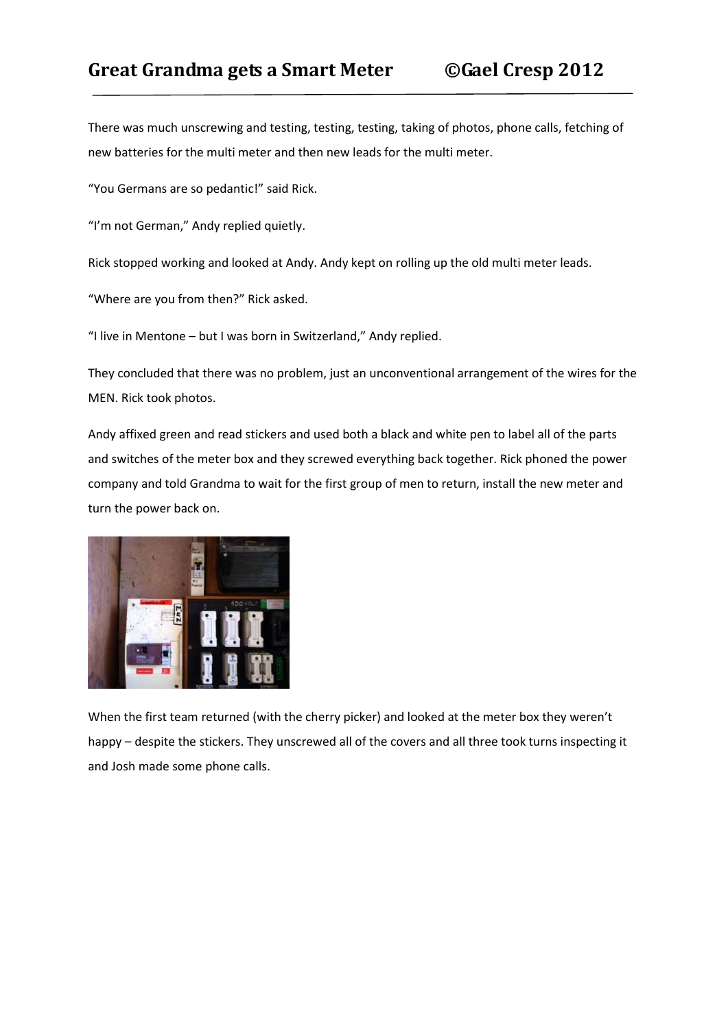There was much unscrewing and testing, testing, testing, taking of photos, phone calls, fetching of new batteries for the multi meter and then new leads for the multi meter.

"You Germans are so pedantic!" said Rick.

"I'm not German," Andy replied quietly.

Rick stopped working and looked at Andy. Andy kept on rolling up the old multi meter leads.

"Where are you from then?" Rick asked.

"I live in Mentone – but I was born in Switzerland," Andy replied.

They concluded that there was no problem, just an unconventional arrangement of the wires for the MEN. Rick took photos.

Andy affixed green and read stickers and used both a black and white pen to label all of the parts and switches of the meter box and they screwed everything back together. Rick phoned the power company and told Grandma to wait for the first group of men to return, install the new meter and turn the power back on.

When the first team returned (with the cherry picker) and looked at the meter box they weren't happy – despite the stickers. They unscrewed all of the covers and all three took turns inspecting it and Josh made some phone calls.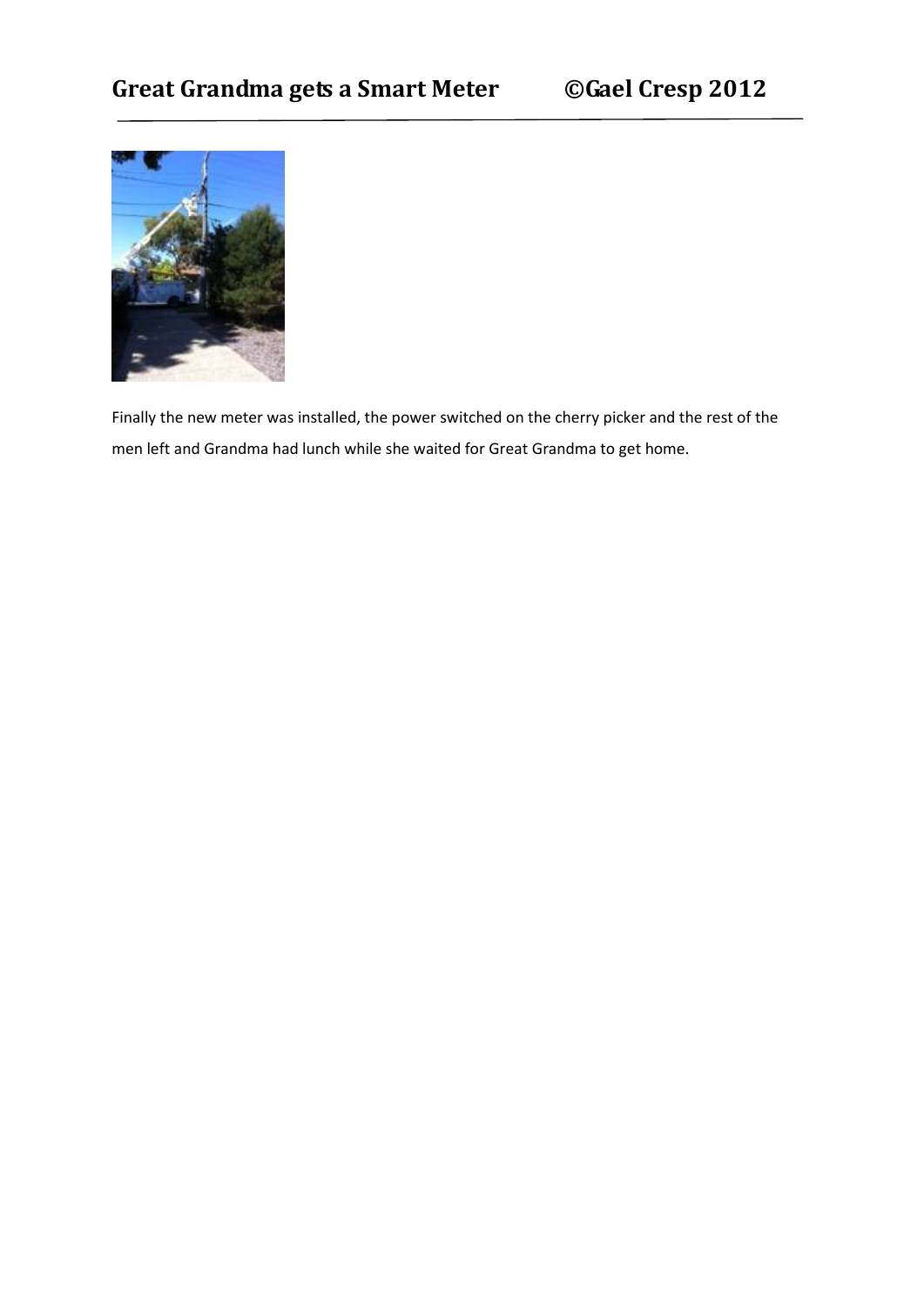Finally the new meter was installed, the power switched on the cherry picker and the rest of the men left and Grandma had lunch while she waited for Great Grandma to get home.